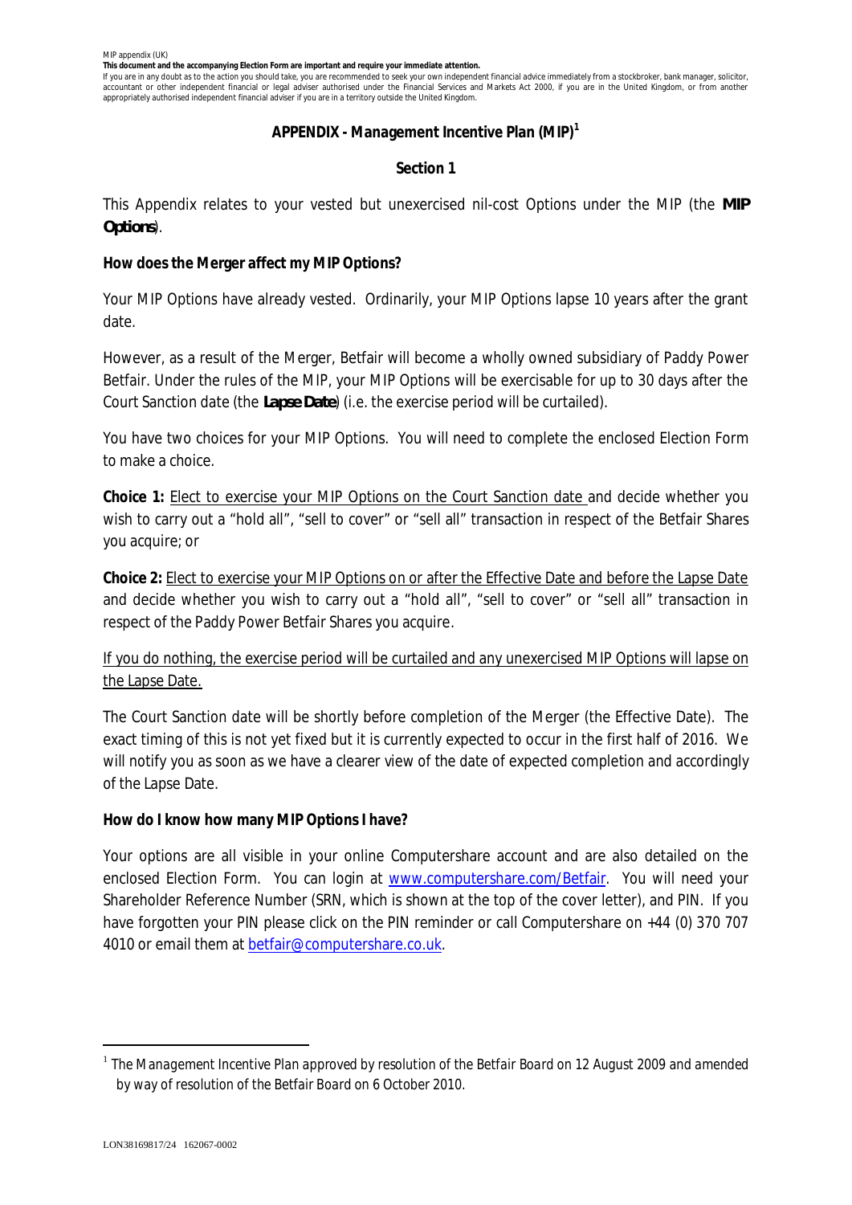MIP appendix (UK)

**This document and the accompanying Election Form are important and require your immediate attention.**

If you are in any doubt as to the action you should take, you are recommended to seek your own independent financial advice immediately from a stockbroker, bank manager, solicitor, accountant or other independent financial or legal adviser authorised under the Financial Services and Markets Act 2000, if you are in the United Kingdom, or from another appropriately authorised independent financial adviser if you are in a territory outside the United Kingdom.

## APPENDIX - Management Incentive Plan (MIP)[1]

### Section 1

This Appendix relates to your vested but unexercised nil-cost Options under the MIP (the **MIP Options**).

**How does the Merger affect my MIP Options?**

Your MIP Options have already vested. Ordinarily, your MIP Options lapse 10 years after the grant date.

However, as a result of the Merger, Betfair will become a wholly owned subsidiary of Paddy Power Betfair. Under the rules of the MIP, your MIP Options will be exercisable for up to 30 days after the Court Sanction date (the **Lapse Date**) (i.e. the exercise period will be curtailed).

You have two choices for your MIP Options. You will need to complete the enclosed Election Form to make a choice.

**Choice 1:** <u>Elect to exercise your MIP Options on the Court Sanction date</u> and decide whether you wish to carry out a "hold all", "sell to cover" or "sell all" transaction in respect of the Betfair Shares you acquire; or

**Choice 2:** <u>Elect to exercise your MIP Options on or after the Effective Date and before the Lapse Date</u> and decide whether you wish to carry out a "hold all", "sell to cover" or "sell all" transaction in respect of the Paddy Power Betfair Shares you acquire.

<u>If you do nothing, the exercise period will be curtailed and any unexercised MIP Options will lapse on the Lapse Date.</u>

The Court Sanction date will be shortly before completion of the Merger (the Effective Date). The exact timing of this is not yet fixed but it is currently expected to occur in the first half of 2016. We will notify you as soon as we have a clearer view of the date of expected completion and accordingly of the Lapse Date.

**How do I know how many MIP Options I have?**

Your options are all visible in your online Computershare account and are also detailed on the enclosed Election Form. You can login at www.computershare.com/Betfair. You will need your Shareholder Reference Number (SRN, which is shown at the top of the cover letter), and PIN. If you have forgotten your PIN please click on the PIN reminder or call Computershare on +44 (0) 370 707 4010 or email them at betfair@computershare.co.uk.

---

[1] *The Management Incentive Plan approved by resolution of the Betfair Board on 12 August 2009 and amended by way of resolution of the Betfair Board on 6 October 2010.*

LON38169817/24 162067-0002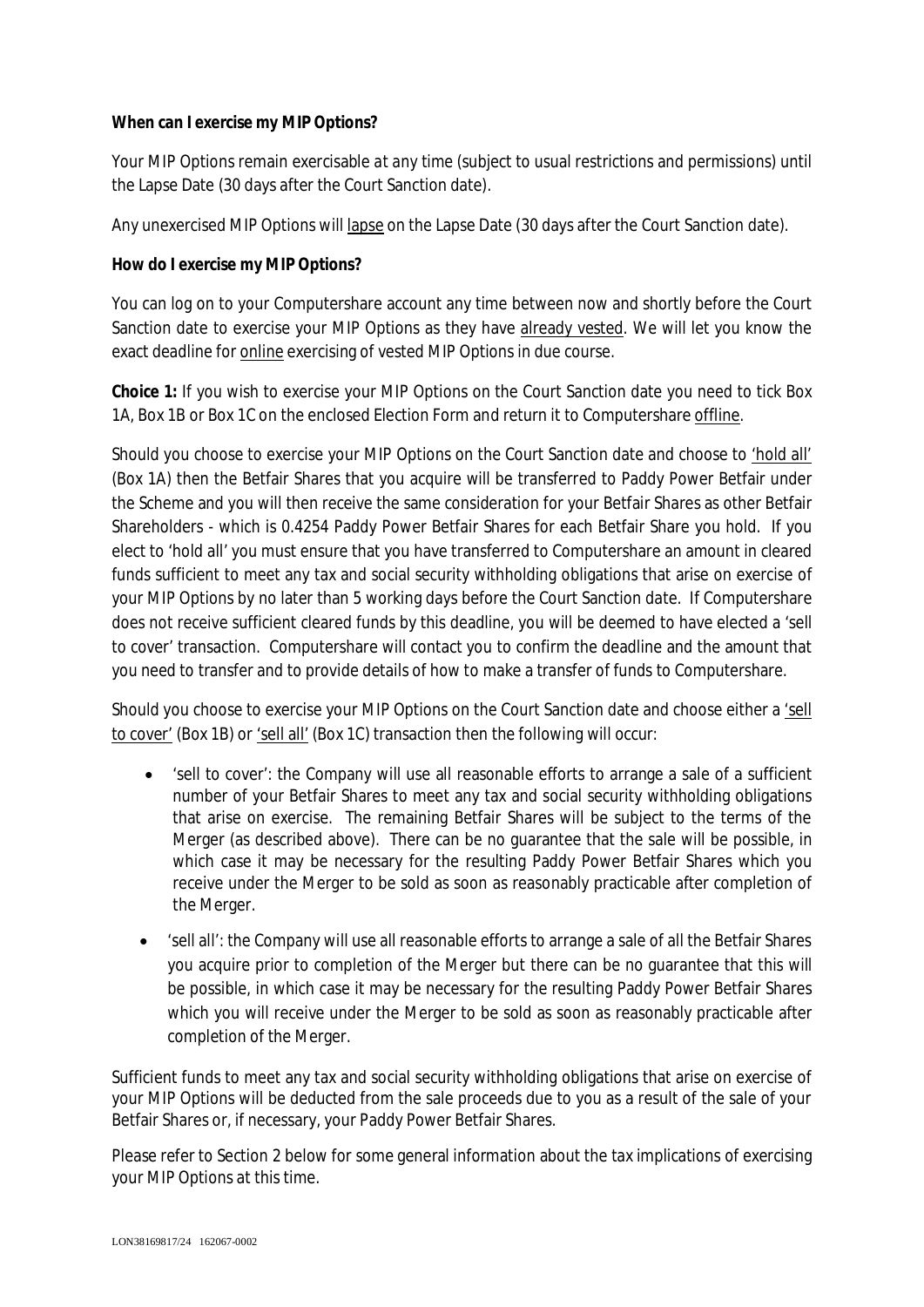**When can I exercise my MIP Options?**

Your MIP Options remain exercisable at any time (subject to usual restrictions and permissions) until the Lapse Date (30 days after the Court Sanction date).

Any unexercised MIP Options will lapse on the Lapse Date (30 days after the Court Sanction date).

**How do I exercise my MIP Options?**

You can log on to your Computershare account any time between now and shortly before the Court Sanction date to exercise your MIP Options as they have already vested. We will let you know the exact deadline for online exercising of vested MIP Options in due course.

**Choice 1:** If you wish to exercise your MIP Options on the Court Sanction date you need to tick Box 1A, Box 1B or Box 1C on the enclosed Election Form and return it to Computershare offline.

Should you choose to exercise your MIP Options on the Court Sanction date and choose to 'hold all' (Box 1A) then the Betfair Shares that you acquire will be transferred to Paddy Power Betfair under the Scheme and you will then receive the same consideration for your Betfair Shares as other Betfair Shareholders - which is 0.4254 Paddy Power Betfair Shares for each Betfair Share you hold. If you elect to 'hold all' you must ensure that you have transferred to Computershare an amount in cleared funds sufficient to meet any tax and social security withholding obligations that arise on exercise of your MIP Options by no later than 5 working days before the Court Sanction date. If Computershare does not receive sufficient cleared funds by this deadline, you will be deemed to have elected a 'sell to cover' transaction. Computershare will contact you to confirm the deadline and the amount that you need to transfer and to provide details of how to make a transfer of funds to Computershare.

Should you choose to exercise your MIP Options on the Court Sanction date and choose either a 'sell to cover' (Box 1B) or 'sell all' (Box 1C) transaction then the following will occur:

- 'sell to cover': the Company will use all reasonable efforts to arrange a sale of a sufficient number of your Betfair Shares to meet any tax and social security withholding obligations that arise on exercise. The remaining Betfair Shares will be subject to the terms of the Merger (as described above). There can be no guarantee that the sale will be possible, in which case it may be necessary for the resulting Paddy Power Betfair Shares which you receive under the Merger to be sold as soon as reasonably practicable after completion of the Merger.
- 'sell all': the Company will use all reasonable efforts to arrange a sale of all the Betfair Shares you acquire prior to completion of the Merger but there can be no guarantee that this will be possible, in which case it may be necessary for the resulting Paddy Power Betfair Shares which you will receive under the Merger to be sold as soon as reasonably practicable after completion of the Merger.

Sufficient funds to meet any tax and social security withholding obligations that arise on exercise of your MIP Options will be deducted from the sale proceeds due to you as a result of the sale of your Betfair Shares or, if necessary, your Paddy Power Betfair Shares.

Please refer to Section 2 below for some general information about the tax implications of exercising your MIP Options at this time.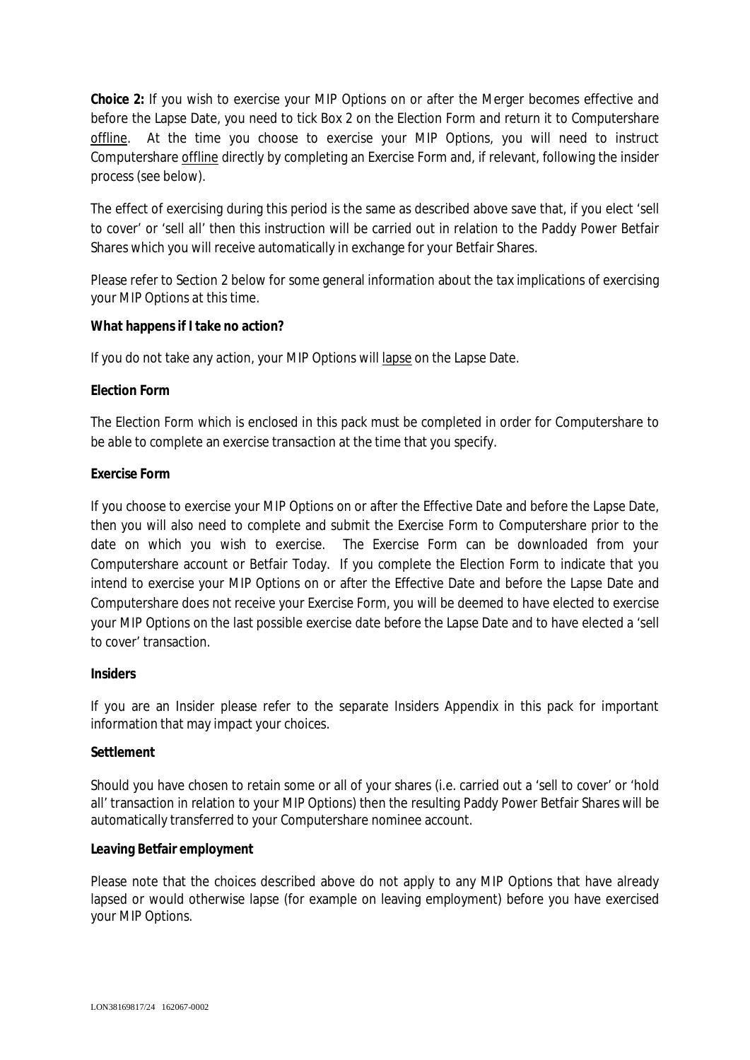**Choice 2:** If you wish to exercise your MIP Options on or after the Merger becomes effective and before the Lapse Date, you need to tick Box 2 on the Election Form and return it to Computershare offline. At the time you choose to exercise your MIP Options, you will need to instruct Computershare offline directly by completing an Exercise Form and, if relevant, following the insider process (see below).

The effect of exercising during this period is the same as described above save that, if you elect 'sell to cover' or 'sell all' then this instruction will be carried out in relation to the Paddy Power Betfair Shares which you will receive automatically in exchange for your Betfair Shares.

Please refer to Section 2 below for some general information about the tax implications of exercising your MIP Options at this time.

**What happens if I take no action?**

If you do not take any action, your MIP Options will lapse on the Lapse Date.

**Election Form**

The Election Form which is enclosed in this pack must be completed in order for Computershare to be able to complete an exercise transaction at the time that you specify.

**Exercise Form**

If you choose to exercise your MIP Options on or after the Effective Date and before the Lapse Date, then you will also need to complete and submit the Exercise Form to Computershare prior to the date on which you wish to exercise. The Exercise Form can be downloaded from your Computershare account or Betfair Today. If you complete the Election Form to indicate that you intend to exercise your MIP Options on or after the Effective Date and before the Lapse Date and Computershare does not receive your Exercise Form, you will be deemed to have elected to exercise your MIP Options on the last possible exercise date before the Lapse Date and to have elected a 'sell to cover' transaction.

**Insiders**

If you are an Insider please refer to the separate Insiders Appendix in this pack for important information that may impact your choices.

**Settlement**

Should you have chosen to retain some or all of your shares (i.e. carried out a 'sell to cover' or 'hold all' transaction in relation to your MIP Options) then the resulting Paddy Power Betfair Shares will be automatically transferred to your Computershare nominee account.

**Leaving Betfair employment**

Please note that the choices described above do not apply to any MIP Options that have already lapsed or would otherwise lapse (for example on leaving employment) before you have exercised your MIP Options.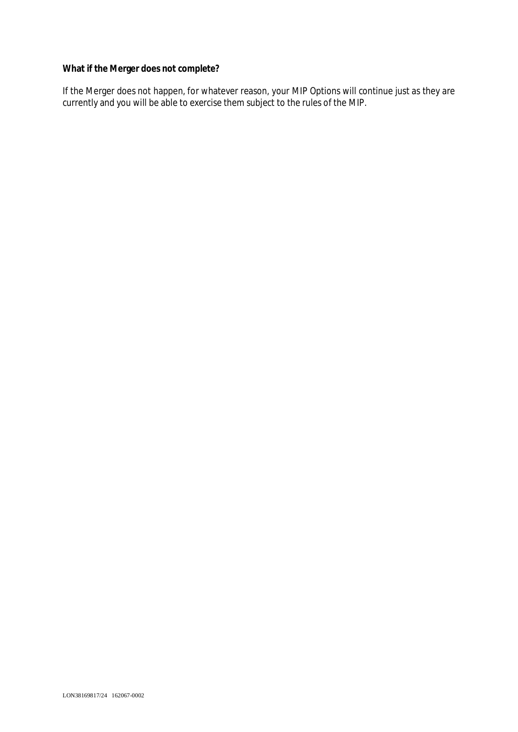**What if the Merger does not complete?**

If the Merger does not happen, for whatever reason, your MIP Options will continue just as they are currently and you will be able to exercise them subject to the rules of the MIP.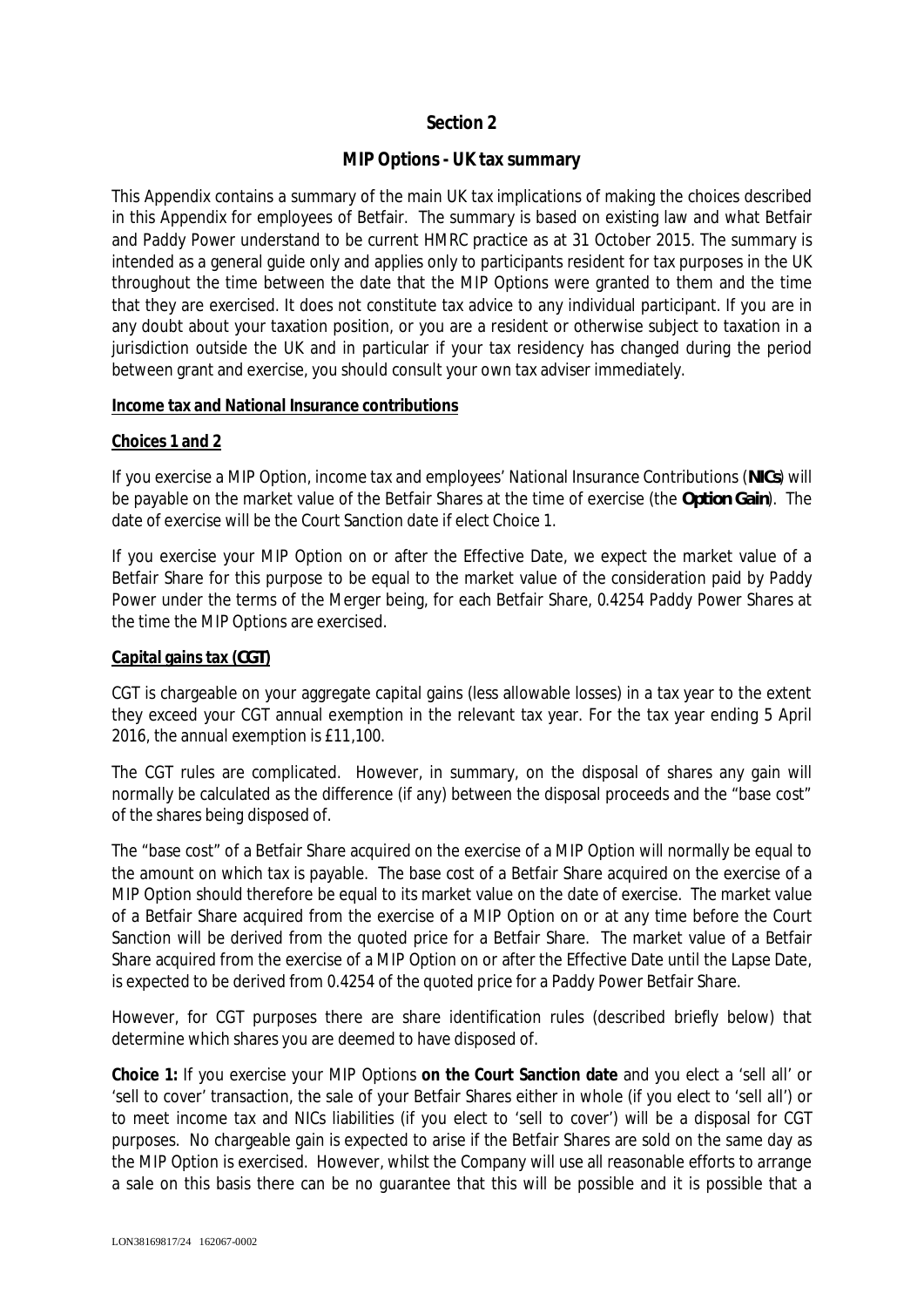## Section 2

### MIP Options - UK tax summary

This Appendix contains a summary of the main UK tax implications of making the choices described in this Appendix for employees of Betfair. The summary is based on existing law and what Betfair and Paddy Power understand to be current HMRC practice as at 31 October 2015. The summary is intended as a general guide only and applies only to participants resident for tax purposes in the UK throughout the time between the date that the MIP Options were granted to them and the time that they are exercised. It does not constitute tax advice to any individual participant. If you are in any doubt about your taxation position, or you are a resident or otherwise subject to taxation in a jurisdiction outside the UK and in particular if your tax residency has changed during the period between grant and exercise, you should consult your own tax adviser immediately.

**Income tax and National Insurance contributions**

**Choices 1 and 2**

If you exercise a MIP Option, income tax and employees' National Insurance Contributions (**NICs**) will be payable on the market value of the Betfair Shares at the time of exercise (the **Option Gain**). The date of exercise will be the Court Sanction date if elect Choice 1.

If you exercise your MIP Option on or after the Effective Date, we expect the market value of a Betfair Share for this purpose to be equal to the market value of the consideration paid by Paddy Power under the terms of the Merger being, for each Betfair Share, 0.4254 Paddy Power Shares at the time the MIP Options are exercised.

**Capital gains tax (CGT)**

CGT is chargeable on your aggregate capital gains (less allowable losses) in a tax year to the extent they exceed your CGT annual exemption in the relevant tax year. For the tax year ending 5 April 2016, the annual exemption is £11,100.

The CGT rules are complicated. However, in summary, on the disposal of shares any gain will normally be calculated as the difference (if any) between the disposal proceeds and the "base cost" of the shares being disposed of.

The "base cost" of a Betfair Share acquired on the exercise of a MIP Option will normally be equal to the amount on which tax is payable. The base cost of a Betfair Share acquired on the exercise of a MIP Option should therefore be equal to its market value on the date of exercise. The market value of a Betfair Share acquired from the exercise of a MIP Option on or at any time before the Court Sanction will be derived from the quoted price for a Betfair Share. The market value of a Betfair Share acquired from the exercise of a MIP Option on or after the Effective Date until the Lapse Date, is expected to be derived from 0.4254 of the quoted price for a Paddy Power Betfair Share.

However, for CGT purposes there are share identification rules (described briefly below) that determine which shares you are deemed to have disposed of.

**Choice 1:** If you exercise your MIP Options **on the Court Sanction date** and you elect a 'sell all' or 'sell to cover' transaction, the sale of your Betfair Shares either in whole (if you elect to 'sell all') or to meet income tax and NICs liabilities (if you elect to 'sell to cover') will be a disposal for CGT purposes. No chargeable gain is expected to arise if the Betfair Shares are sold on the same day as the MIP Option is exercised. However, whilst the Company will use all reasonable efforts to arrange a sale on this basis there can be no guarantee that this will be possible and it is possible that a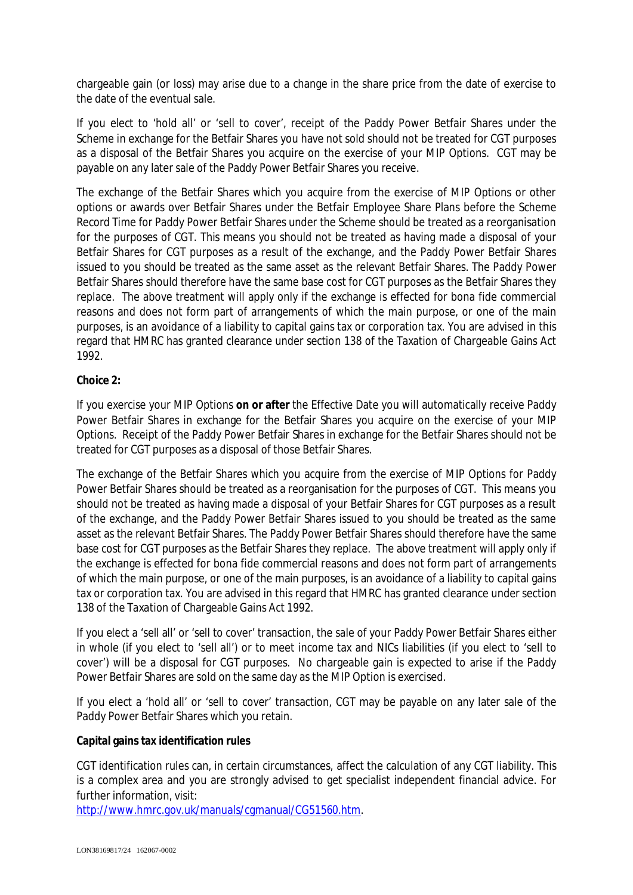chargeable gain (or loss) may arise due to a change in the share price from the date of exercise to the date of the eventual sale.

If you elect to 'hold all' or 'sell to cover', receipt of the Paddy Power Betfair Shares under the Scheme in exchange for the Betfair Shares you have not sold should not be treated for CGT purposes as a disposal of the Betfair Shares you acquire on the exercise of your MIP Options. CGT may be payable on any later sale of the Paddy Power Betfair Shares you receive.

The exchange of the Betfair Shares which you acquire from the exercise of MIP Options or other options or awards over Betfair Shares under the Betfair Employee Share Plans before the Scheme Record Time for Paddy Power Betfair Shares under the Scheme should be treated as a reorganisation for the purposes of CGT. This means you should not be treated as having made a disposal of your Betfair Shares for CGT purposes as a result of the exchange, and the Paddy Power Betfair Shares issued to you should be treated as the same asset as the relevant Betfair Shares. The Paddy Power Betfair Shares should therefore have the same base cost for CGT purposes as the Betfair Shares they replace. The above treatment will apply only if the exchange is effected for bona fide commercial reasons and does not form part of arrangements of which the main purpose, or one of the main purposes, is an avoidance of a liability to capital gains tax or corporation tax. You are advised in this regard that HMRC has granted clearance under section 138 of the Taxation of Chargeable Gains Act 1992.

**Choice 2:**

If you exercise your MIP Options **on or after** the Effective Date you will automatically receive Paddy Power Betfair Shares in exchange for the Betfair Shares you acquire on the exercise of your MIP Options. Receipt of the Paddy Power Betfair Shares in exchange for the Betfair Shares should not be treated for CGT purposes as a disposal of those Betfair Shares.

The exchange of the Betfair Shares which you acquire from the exercise of MIP Options for Paddy Power Betfair Shares should be treated as a reorganisation for the purposes of CGT. This means you should not be treated as having made a disposal of your Betfair Shares for CGT purposes as a result of the exchange, and the Paddy Power Betfair Shares issued to you should be treated as the same asset as the relevant Betfair Shares. The Paddy Power Betfair Shares should therefore have the same base cost for CGT purposes as the Betfair Shares they replace. The above treatment will apply only if the exchange is effected for bona fide commercial reasons and does not form part of arrangements of which the main purpose, or one of the main purposes, is an avoidance of a liability to capital gains tax or corporation tax. You are advised in this regard that HMRC has granted clearance under section 138 of the Taxation of Chargeable Gains Act 1992.

If you elect a 'sell all' or 'sell to cover' transaction, the sale of your Paddy Power Betfair Shares either in whole (if you elect to 'sell all') or to meet income tax and NICs liabilities (if you elect to 'sell to cover') will be a disposal for CGT purposes. No chargeable gain is expected to arise if the Paddy Power Betfair Shares are sold on the same day as the MIP Option is exercised.

If you elect a 'hold all' or 'sell to cover' transaction, CGT may be payable on any later sale of the Paddy Power Betfair Shares which you retain.

**Capital gains tax identification rules**

CGT identification rules can, in certain circumstances, affect the calculation of any CGT liability. This is a complex area and you are strongly advised to get specialist independent financial advice. For further information, visit:
http://www.hmrc.gov.uk/manuals/cgmanual/CG51560.htm.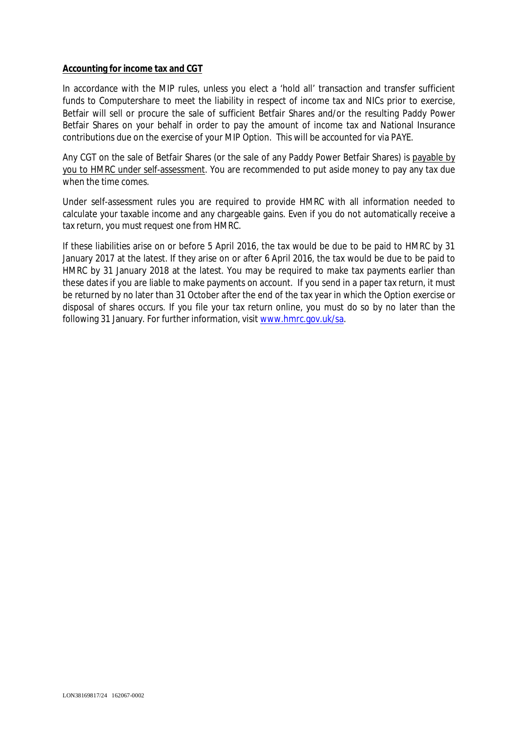**Accounting for income tax and CGT**

In accordance with the MIP rules, unless you elect a 'hold all' transaction and transfer sufficient funds to Computershare to meet the liability in respect of income tax and NICs prior to exercise, Betfair will sell or procure the sale of sufficient Betfair Shares and/or the resulting Paddy Power Betfair Shares on your behalf in order to pay the amount of income tax and National Insurance contributions due on the exercise of your MIP Option. This will be accounted for via PAYE.

Any CGT on the sale of Betfair Shares (or the sale of any Paddy Power Betfair Shares) is payable by you to HMRC under self-assessment. You are recommended to put aside money to pay any tax due when the time comes.

Under self-assessment rules you are required to provide HMRC with all information needed to calculate your taxable income and any chargeable gains. Even if you do not automatically receive a tax return, you must request one from HMRC.

If these liabilities arise on or before 5 April 2016, the tax would be due to be paid to HMRC by 31 January 2017 at the latest. If they arise on or after 6 April 2016, the tax would be due to be paid to HMRC by 31 January 2018 at the latest. You may be required to make tax payments earlier than these dates if you are liable to make payments on account. If you send in a paper tax return, it must be returned by no later than 31 October after the end of the tax year in which the Option exercise or disposal of shares occurs. If you file your tax return online, you must do so by no later than the following 31 January. For further information, visit www.hmrc.gov.uk/sa.